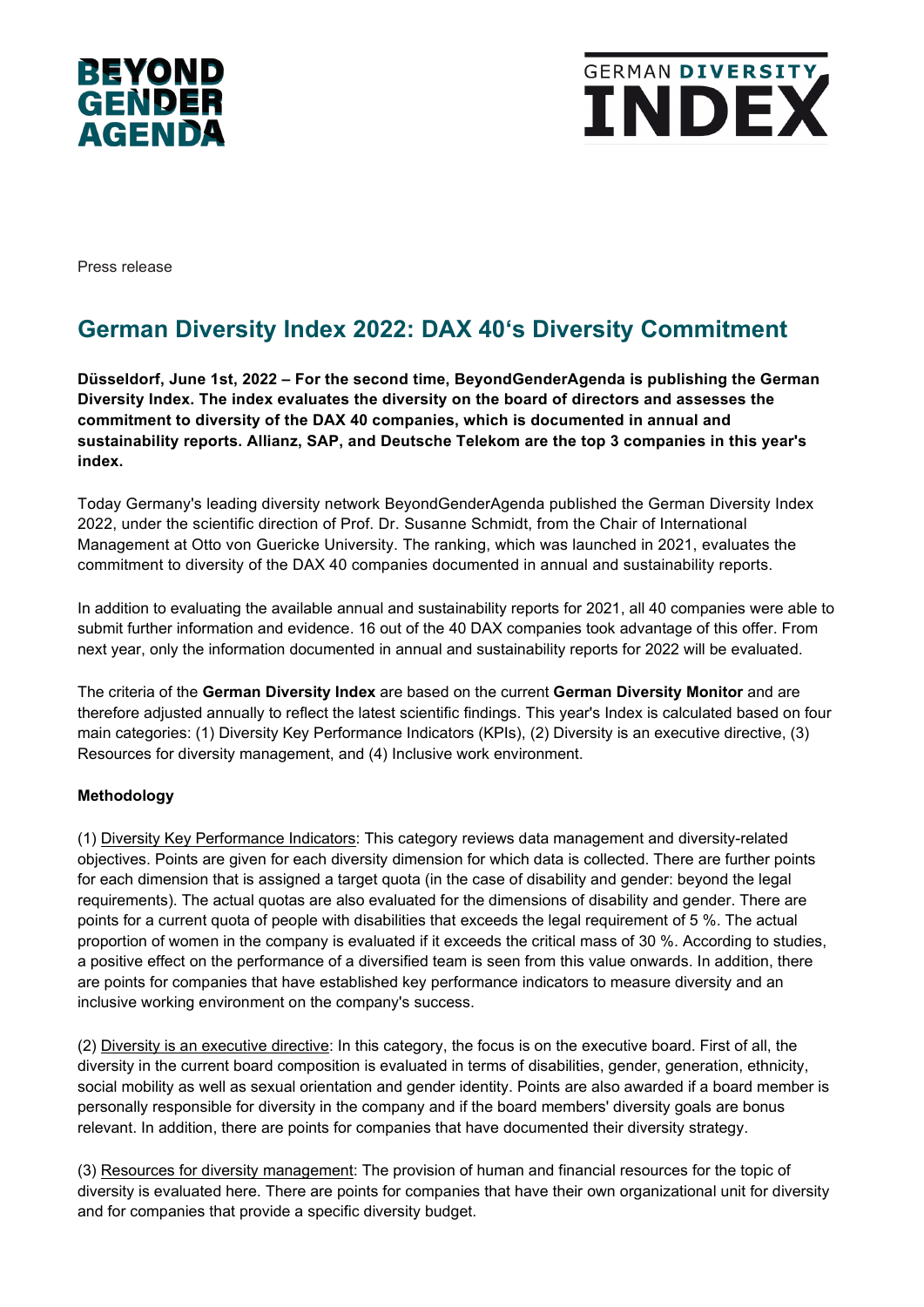BEYOND GENDER AGENDA

GERMAN DIVERSITY INDEX

Press release

# German Diversity Index 2022: DAX 40's Diversity Commitment

**Düsseldorf, June 1st, 2022 – For the second time, BeyondGenderAgenda is publishing the German Diversity Index. The index evaluates the diversity on the board of directors and assesses the commitment to diversity of the DAX 40 companies, which is documented in annual and sustainability reports. Allianz, SAP, and Deutsche Telekom are the top 3 companies in this year's index.**

Today Germany's leading diversity network BeyondGenderAgenda published the German Diversity Index 2022, under the scientific direction of Prof. Dr. Susanne Schmidt, from the Chair of International Management at Otto von Guericke University. The ranking, which was launched in 2021, evaluates the commitment to diversity of the DAX 40 companies documented in annual and sustainability reports.

In addition to evaluating the available annual and sustainability reports for 2021, all 40 companies were able to submit further information and evidence. 16 out of the 40 DAX companies took advantage of this offer. From next year, only the information documented in annual and sustainability reports for 2022 will be evaluated.

The criteria of the **German Diversity Index** are based on the current **German Diversity Monitor** and are therefore adjusted annually to reflect the latest scientific findings. This year's Index is calculated based on four main categories: (1) Diversity Key Performance Indicators (KPIs), (2) Diversity is an executive directive, (3) Resources for diversity management, and (4) Inclusive work environment.

**Methodology**

(1) Diversity Key Performance Indicators: This category reviews data management and diversity-related objectives. Points are given for each diversity dimension for which data is collected. There are further points for each dimension that is assigned a target quota (in the case of disability and gender: beyond the legal requirements). The actual quotas are also evaluated for the dimensions of disability and gender. There are points for a current quota of people with disabilities that exceeds the legal requirement of 5 %. The actual proportion of women in the company is evaluated if it exceeds the critical mass of 30 %. According to studies, a positive effect on the performance of a diversified team is seen from this value onwards. In addition, there are points for companies that have established key performance indicators to measure diversity and an inclusive working environment on the company's success.

(2) Diversity is an executive directive: In this category, the focus is on the executive board. First of all, the diversity in the current board composition is evaluated in terms of disabilities, gender, generation, ethnicity, social mobility as well as sexual orientation and gender identity. Points are also awarded if a board member is personally responsible for diversity in the company and if the board members' diversity goals are bonus relevant. In addition, there are points for companies that have documented their diversity strategy.

(3) Resources for diversity management: The provision of human and financial resources for the topic of diversity is evaluated here. There are points for companies that have their own organizational unit for diversity and for companies that provide a specific diversity budget.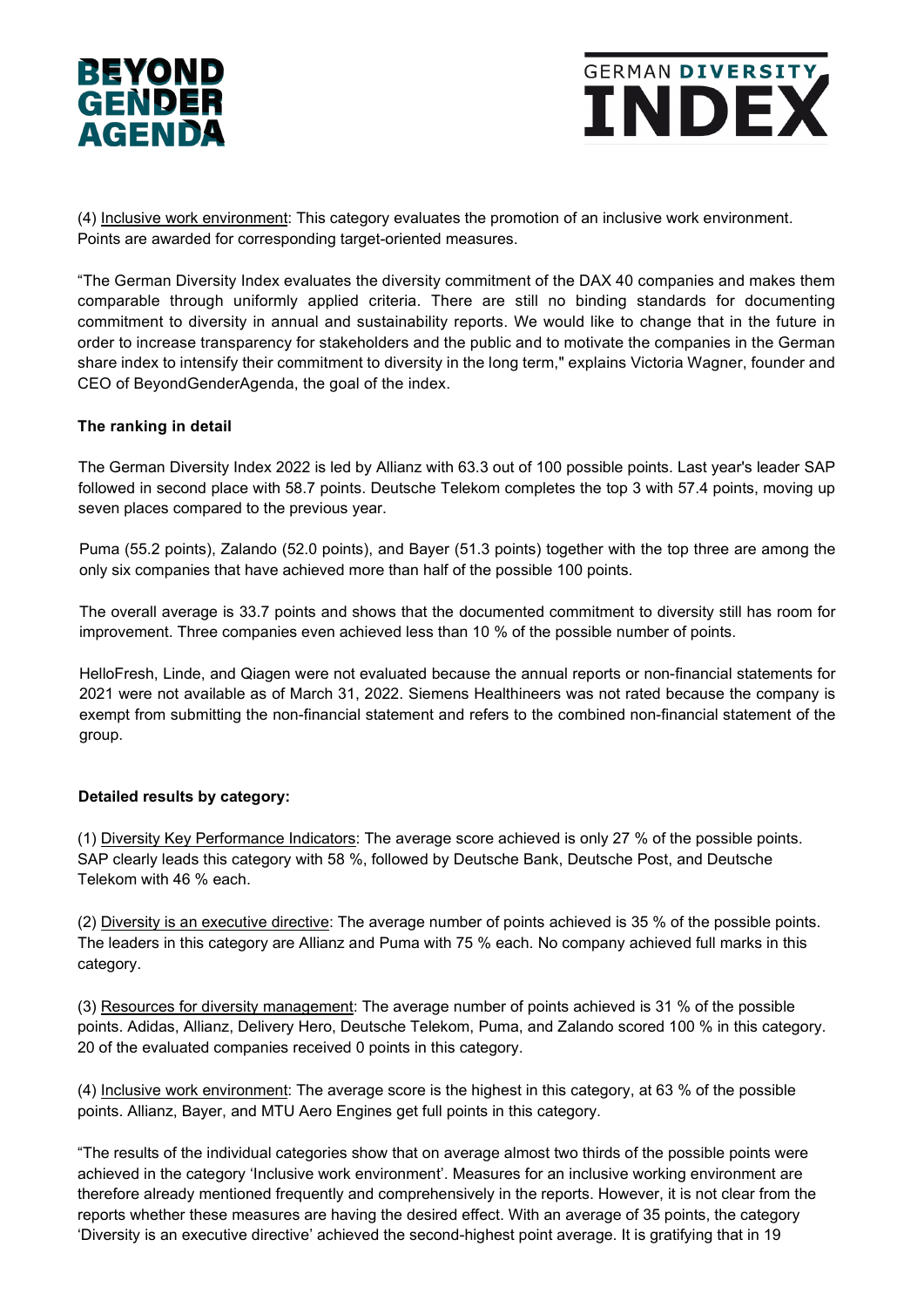(4) Inclusive work environment: This category evaluates the promotion of an inclusive work environment. Points are awarded for corresponding target-oriented measures.

"The German Diversity Index evaluates the diversity commitment of the DAX 40 companies and makes them comparable through uniformly applied criteria. There are still no binding standards for documenting commitment to diversity in annual and sustainability reports. We would like to change that in the future in order to increase transparency for stakeholders and the public and to motivate the companies in the German share index to intensify their commitment to diversity in the long term," explains Victoria Wagner, founder and CEO of BeyondGenderAgenda, the goal of the index.

**The ranking in detail**

The German Diversity Index 2022 is led by Allianz with 63.3 out of 100 possible points. Last year's leader SAP followed in second place with 58.7 points. Deutsche Telekom completes the top 3 with 57.4 points, moving up seven places compared to the previous year.

Puma (55.2 points), Zalando (52.0 points), and Bayer (51.3 points) together with the top three are among the only six companies that have achieved more than half of the possible 100 points.

The overall average is 33.7 points and shows that the documented commitment to diversity still has room for improvement. Three companies even achieved less than 10 % of the possible number of points.

HelloFresh, Linde, and Qiagen were not evaluated because the annual reports or non-financial statements for 2021 were not available as of March 31, 2022. Siemens Healthineers was not rated because the company is exempt from submitting the non-financial statement and refers to the combined non-financial statement of the group.

**Detailed results by category:**

(1) Diversity Key Performance Indicators: The average score achieved is only 27 % of the possible points. SAP clearly leads this category with 58 %, followed by Deutsche Bank, Deutsche Post, and Deutsche Telekom with 46 % each.

(2) Diversity is an executive directive: The average number of points achieved is 35 % of the possible points. The leaders in this category are Allianz and Puma with 75 % each. No company achieved full marks in this category.

(3) Resources for diversity management: The average number of points achieved is 31 % of the possible points. Adidas, Allianz, Delivery Hero, Deutsche Telekom, Puma, and Zalando scored 100 % in this category. 20 of the evaluated companies received 0 points in this category.

(4) Inclusive work environment: The average score is the highest in this category, at 63 % of the possible points. Allianz, Bayer, and MTU Aero Engines get full points in this category.

"The results of the individual categories show that on average almost two thirds of the possible points were achieved in the category 'Inclusive work environment'. Measures for an inclusive working environment are therefore already mentioned frequently and comprehensively in the reports. However, it is not clear from the reports whether these measures are having the desired effect. With an average of 35 points, the category 'Diversity is an executive directive' achieved the second-highest point average. It is gratifying that in 19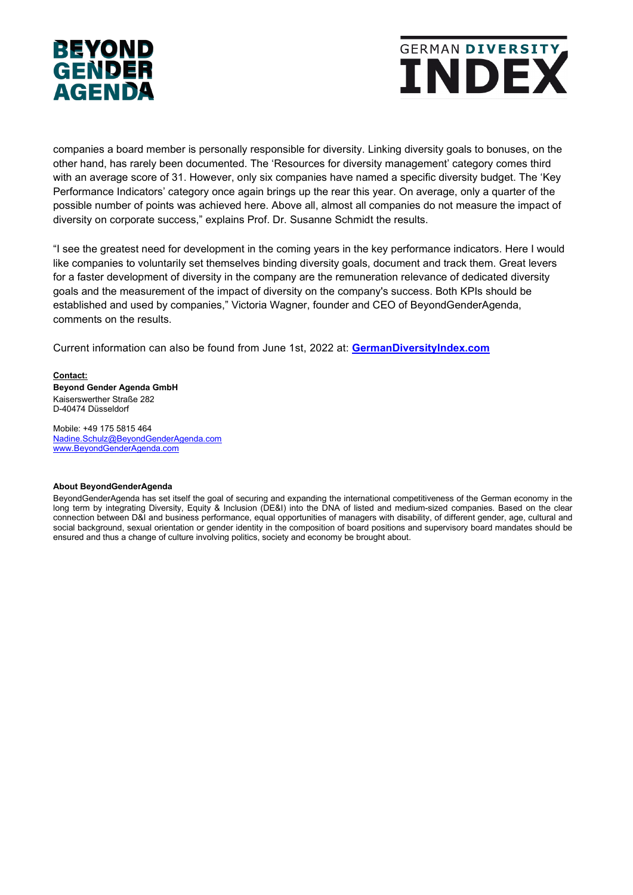companies a board member is personally responsible for diversity. Linking diversity goals to bonuses, on the other hand, has rarely been documented. The 'Resources for diversity management' category comes third with an average score of 31. However, only six companies have named a specific diversity budget. The 'Key Performance Indicators' category once again brings up the rear this year. On average, only a quarter of the possible number of points was achieved here. Above all, almost all companies do not measure the impact of diversity on corporate success," explains Prof. Dr. Susanne Schmidt the results.

"I see the greatest need for development in the coming years in the key performance indicators. Here I would like companies to voluntarily set themselves binding diversity goals, document and track them. Great levers for a faster development of diversity in the company are the remuneration relevance of dedicated diversity goals and the measurement of the impact of diversity on the company's success. Both KPIs should be established and used by companies," Victoria Wagner, founder and CEO of BeyondGenderAgenda, comments on the results.

Current information can also be found from June 1st, 2022 at: **GermanDiversityIndex.com**

**Contact:**
**Beyond Gender Agenda GmbH**
Kaiserswerther Straße 282
D-40474 Düsseldorf

Mobile: +49 175 5815 464
Nadine.Schulz@BeyondGenderAgenda.com
www.BeyondGenderAgenda.com

**About BeyondGenderAgenda**

BeyondGenderAgenda has set itself the goal of securing and expanding the international competitiveness of the German economy in the long term by integrating Diversity, Equity & Inclusion (DE&I) into the DNA of listed and medium-sized companies. Based on the clear connection between D&I and business performance, equal opportunities of managers with disability, of different gender, age, cultural and social background, sexual orientation or gender identity in the composition of board positions and supervisory board mandates should be ensured and thus a change of culture involving politics, society and economy be brought about.